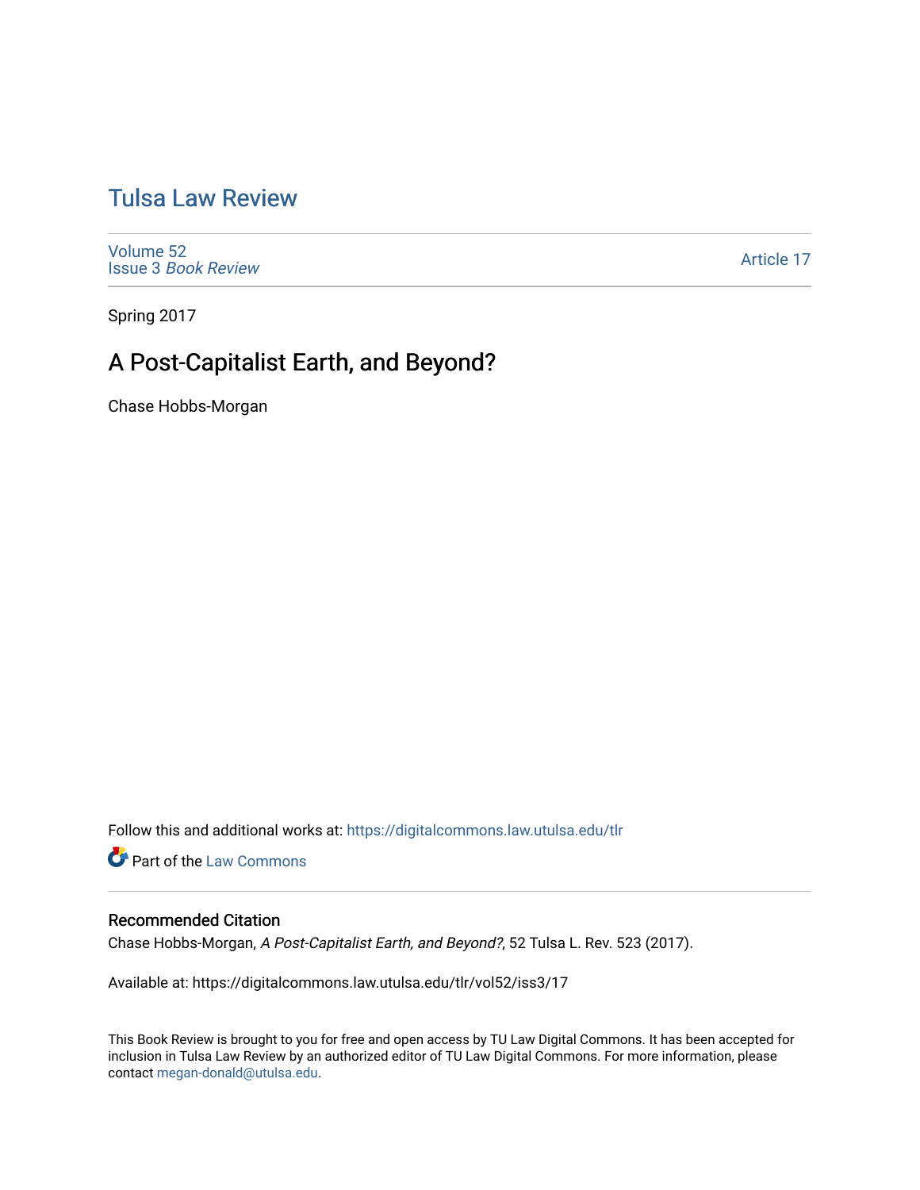# Tulsa Law Review

Volume 52
Issue 3 *Book Review*

Article 17

Spring 2017

## A Post-Capitalist Earth, and Beyond?

Chase Hobbs-Morgan

Follow this and additional works at: https://digitalcommons.law.utulsa.edu/tlr

Part of the Law Commons

### Recommended Citation

Chase Hobbs-Morgan, *A Post-Capitalist Earth, and Beyond?*, 52 Tulsa L. Rev. 523 (2017).

Available at: https://digitalcommons.law.utulsa.edu/tlr/vol52/iss3/17

This Book Review is brought to you for free and open access by TU Law Digital Commons. It has been accepted for inclusion in Tulsa Law Review by an authorized editor of TU Law Digital Commons. For more information, please contact megan-donald@utulsa.edu.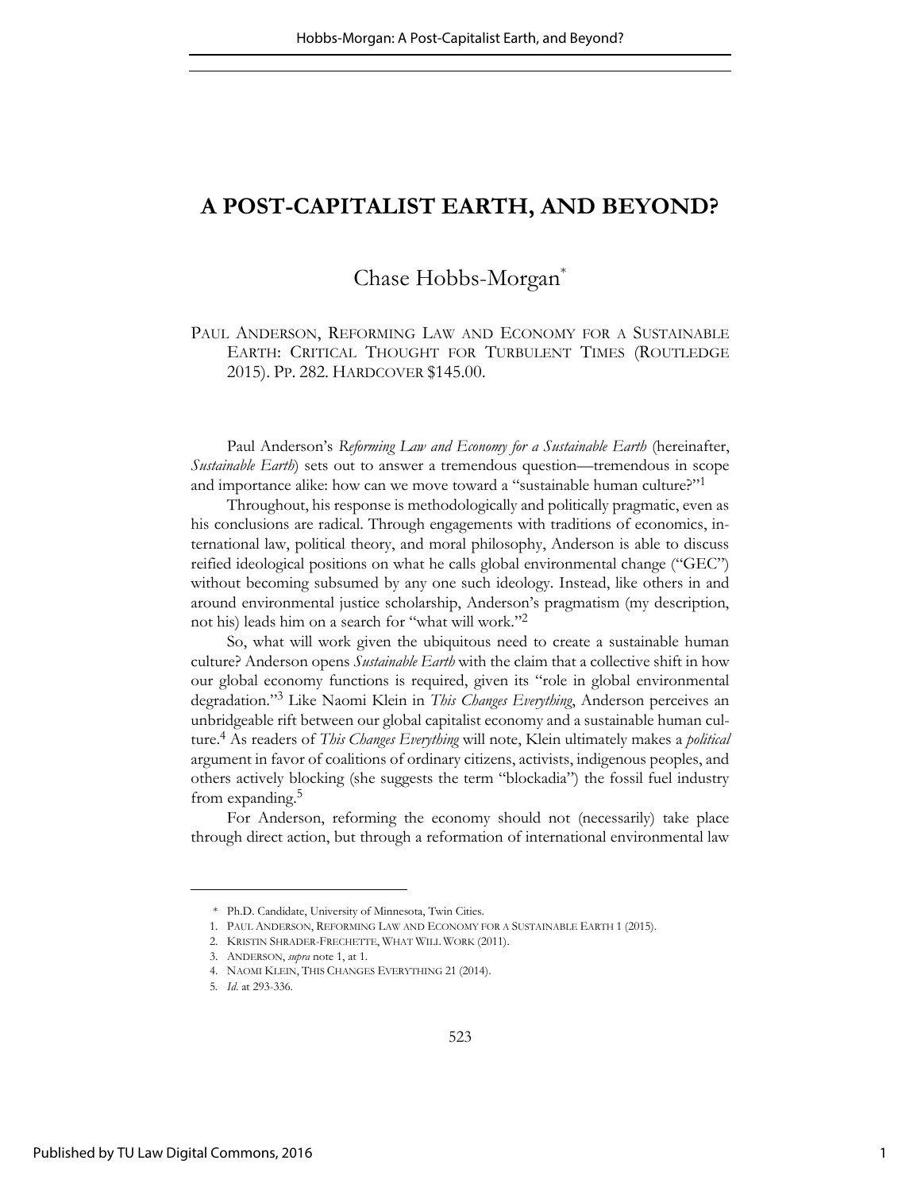# A POST-CAPITALIST EARTH, AND BEYOND?

Chase Hobbs-Morgan*

PAUL ANDERSON, REFORMING LAW AND ECONOMY FOR A SUSTAINABLE EARTH: CRITICAL THOUGHT FOR TURBULENT TIMES (ROUTLEDGE 2015). PP. 282. HARDCOVER $145.00.

Paul Anderson's *Reforming Law and Economy for a Sustainable Earth* (hereinafter, *Sustainable Earth*) sets out to answer a tremendous question—tremendous in scope and importance alike: how can we move toward a "sustainable human culture?"[1]

Throughout, his response is methodologically and politically pragmatic, even as his conclusions are radical. Through engagements with traditions of economics, international law, political theory, and moral philosophy, Anderson is able to discuss reified ideological positions on what he calls global environmental change ("GEC") without becoming subsumed by any one such ideology. Instead, like others in and around environmental justice scholarship, Anderson's pragmatism (my description, not his) leads him on a search for "what will work."[2]

So, what will work given the ubiquitous need to create a sustainable human culture? Anderson opens *Sustainable Earth* with the claim that a collective shift in how our global economy functions is required, given its "role in global environmental degradation."[3] Like Naomi Klein in *This Changes Everything*, Anderson perceives an unbridgeable rift between our global capitalist economy and a sustainable human culture.[4] As readers of *This Changes Everything* will note, Klein ultimately makes a *political* argument in favor of coalitions of ordinary citizens, activists, indigenous peoples, and others actively blocking (she suggests the term "blockadia") the fossil fuel industry from expanding.[5]

For Anderson, reforming the economy should not (necessarily) take place through direct action, but through a reformation of international environmental law

---

\* Ph.D. Candidate, University of Minnesota, Twin Cities.

1. PAUL ANDERSON, REFORMING LAW AND ECONOMY FOR A SUSTAINABLE EARTH 1 (2015).

2. KRISTIN SHRADER-FRECHETTE, WHAT WILL WORK (2011).

3. ANDERSON, *supra* note 1, at 1.

4. NAOMI KLEIN, THIS CHANGES EVERYTHING 21 (2014).

5. *Id.* at 293-336.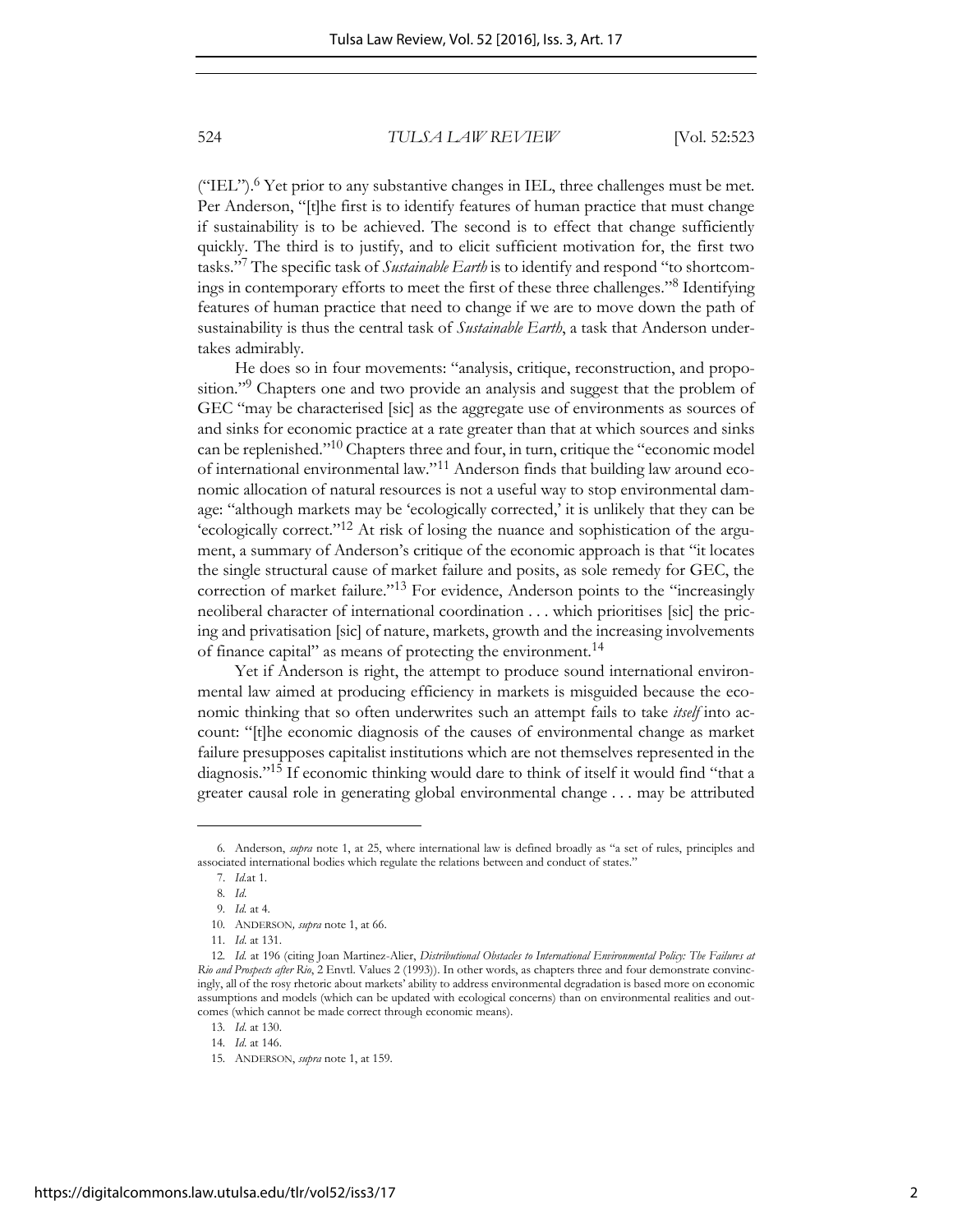("IEL").[6] Yet prior to any substantive changes in IEL, three challenges must be met. Per Anderson, "[t]he first is to identify features of human practice that must change if sustainability is to be achieved. The second is to effect that change sufficiently quickly. The third is to justify, and to elicit sufficient motivation for, the first two tasks."[7] The specific task of *Sustainable Earth* is to identify and respond "to shortcomings in contemporary efforts to meet the first of these three challenges."[8] Identifying features of human practice that need to change if we are to move down the path of sustainability is thus the central task of *Sustainable Earth*, a task that Anderson undertakes admirably.

He does so in four movements: "analysis, critique, reconstruction, and proposition."[9] Chapters one and two provide an analysis and suggest that the problem of GEC "may be characterised [sic] as the aggregate use of environments as sources of and sinks for economic practice at a rate greater than that at which sources and sinks can be replenished."[10] Chapters three and four, in turn, critique the "economic model of international environmental law."[11] Anderson finds that building law around economic allocation of natural resources is not a useful way to stop environmental damage: "although markets may be 'ecologically corrected,' it is unlikely that they can be 'ecologically correct."[12] At risk of losing the nuance and sophistication of the argument, a summary of Anderson's critique of the economic approach is that "it locates the single structural cause of market failure and posits, as sole remedy for GEC, the correction of market failure."[13] For evidence, Anderson points to the "increasingly neoliberal character of international coordination . . . which prioritises [sic] the pricing and privatisation [sic] of nature, markets, growth and the increasing involvements of finance capital" as means of protecting the environment.[14]

Yet if Anderson is right, the attempt to produce sound international environmental law aimed at producing efficiency in markets is misguided because the economic thinking that so often underwrites such an attempt fails to take *itself* into account: "[t]he economic diagnosis of the causes of environmental change as market failure presupposes capitalist institutions which are not themselves represented in the diagnosis."[15] If economic thinking would dare to think of itself it would find "that a greater causal role in generating global environmental change . . . may be attributed

---

6. Anderson, *supra* note 1, at 25, where international law is defined broadly as "a set of rules, principles and associated international bodies which regulate the relations between and conduct of states."

7. *Id.* at 1.

8. *Id.*

9. *Id.* at 4.

10. ANDERSON, *supra* note 1, at 66.

11. *Id.* at 131.

12. *Id.* at 196 (citing Joan Martinez-Alier, *Distributional Obstacles to International Environmental Policy: The Failures at Rio and Prospects after Rio*, 2 Envtl. Values 2 (1993)). In other words, as chapters three and four demonstrate convincingly, all of the rosy rhetoric about markets' ability to address environmental degradation is based more on economic assumptions and models (which can be updated with ecological concerns) than on environmental realities and outcomes (which cannot be made correct through economic means).

13. *Id.* at 130.

14. *Id.* at 146.

15. ANDERSON, *supra* note 1, at 159.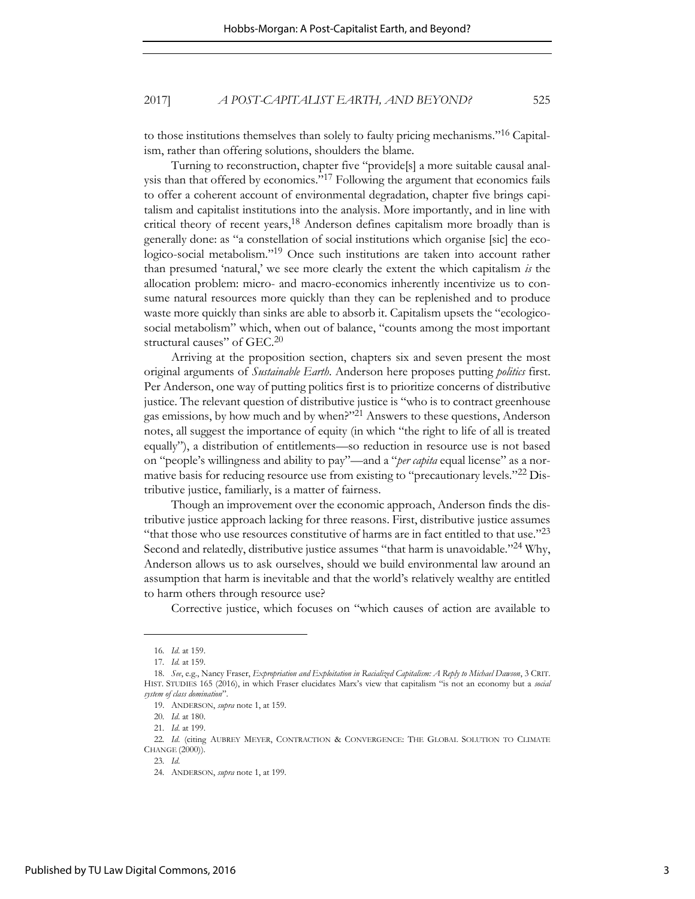to those institutions themselves than solely to faulty pricing mechanisms."[16] Capitalism, rather than offering solutions, shoulders the blame.

Turning to reconstruction, chapter five "provide[s] a more suitable causal analysis than that offered by economics."[17] Following the argument that economics fails to offer a coherent account of environmental degradation, chapter five brings capitalism and capitalist institutions into the analysis. More importantly, and in line with critical theory of recent years,[18] Anderson defines capitalism more broadly than is generally done: as "a constellation of social institutions which organise [sic] the ecologico-social metabolism."[19] Once such institutions are taken into account rather than presumed 'natural,' we see more clearly the extent the which capitalism *is* the allocation problem: micro- and macro-economics inherently incentivize us to consume natural resources more quickly than they can be replenished and to produce waste more quickly than sinks are able to absorb it. Capitalism upsets the "ecologico-social metabolism" which, when out of balance, "counts among the most important structural causes" of GEC.[20]

Arriving at the proposition section, chapters six and seven present the most original arguments of *Sustainable Earth*. Anderson here proposes putting *politics* first. Per Anderson, one way of putting politics first is to prioritize concerns of distributive justice. The relevant question of distributive justice is "who is to contract greenhouse gas emissions, by how much and by when?"[21] Answers to these questions, Anderson notes, all suggest the importance of equity (in which "the right to life of all is treated equally"), a distribution of entitlements—so reduction in resource use is not based on "people's willingness and ability to pay"—and a "*per capita* equal license" as a normative basis for reducing resource use from existing to "precautionary levels."[22] Distributive justice, familiarly, is a matter of fairness.

Though an improvement over the economic approach, Anderson finds the distributive justice approach lacking for three reasons. First, distributive justice assumes "that those who use resources constitutive of harms are in fact entitled to that use."[23] Second and relatedly, distributive justice assumes "that harm is unavoidable."[24] Why, Anderson allows us to ask ourselves, should we build environmental law around an assumption that harm is inevitable and that the world's relatively wealthy are entitled to harm others through resource use?

Corrective justice, which focuses on "which causes of action are available to

---

16. *Id.* at 159.

17. *Id.* at 159.

18. *See*, e.g., Nancy Fraser, *Expropriation and Exploitation in Racialized Capitalism: A Reply to Michael Dawson*, 3 CRIT. HIST. STUDIES 165 (2016), in which Fraser elucidates Marx's view that capitalism "is not an economy but a *social system of class domination*".

19. ANDERSON, *supra* note 1, at 159.

20. *Id.* at 180.

21. *Id.* at 199.

22. *Id.* (citing AUBREY MEYER, CONTRACTION & CONVERGENCE: THE GLOBAL SOLUTION TO CLIMATE CHANGE (2000)).

23. *Id.*

24. ANDERSON, *supra* note 1, at 199.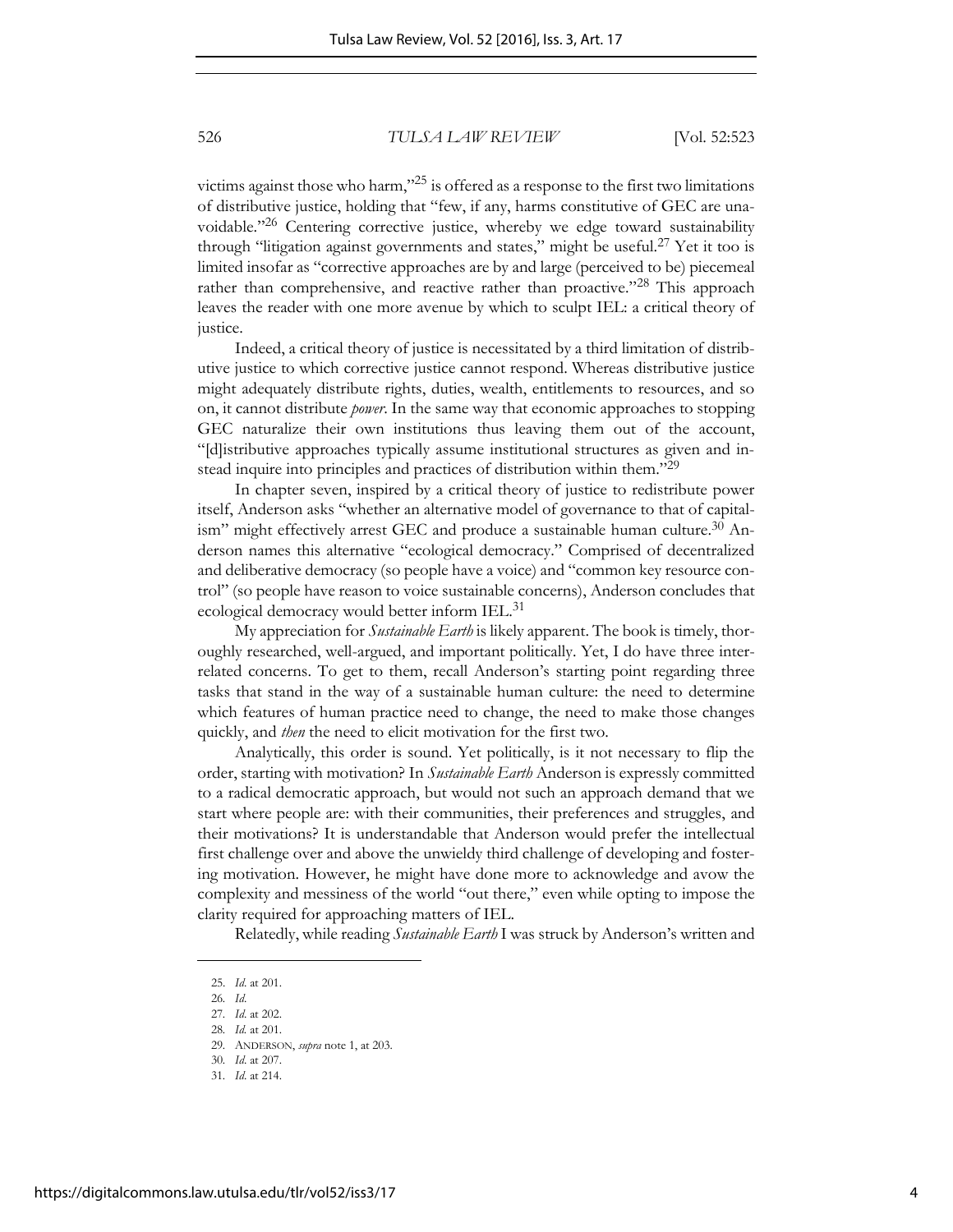victims against those who harm,"[25] is offered as a response to the first two limitations of distributive justice, holding that "few, if any, harms constitutive of GEC are unavoidable."[26] Centering corrective justice, whereby we edge toward sustainability through "litigation against governments and states," might be useful.[27] Yet it too is limited insofar as "corrective approaches are by and large (perceived to be) piecemeal rather than comprehensive, and reactive rather than proactive."[28] This approach leaves the reader with one more avenue by which to sculpt IEL: a critical theory of justice.

Indeed, a critical theory of justice is necessitated by a third limitation of distributive justice to which corrective justice cannot respond. Whereas distributive justice might adequately distribute rights, duties, wealth, entitlements to resources, and so on, it cannot distribute *power*. In the same way that economic approaches to stopping GEC naturalize their own institutions thus leaving them out of the account, "[d]istributive approaches typically assume institutional structures as given and instead inquire into principles and practices of distribution within them."[29]

In chapter seven, inspired by a critical theory of justice to redistribute power itself, Anderson asks "whether an alternative model of governance to that of capitalism" might effectively arrest GEC and produce a sustainable human culture.[30] Anderson names this alternative "ecological democracy." Comprised of decentralized and deliberative democracy (so people have a voice) and "common key resource control" (so people have reason to voice sustainable concerns), Anderson concludes that ecological democracy would better inform IEL.[31]

My appreciation for *Sustainable Earth* is likely apparent. The book is timely, thoroughly researched, well-argued, and important politically. Yet, I do have three interrelated concerns. To get to them, recall Anderson's starting point regarding three tasks that stand in the way of a sustainable human culture: the need to determine which features of human practice need to change, the need to make those changes quickly, and *then* the need to elicit motivation for the first two.

Analytically, this order is sound. Yet politically, is it not necessary to flip the order, starting with motivation? In *Sustainable Earth* Anderson is expressly committed to a radical democratic approach, but would not such an approach demand that we start where people are: with their communities, their preferences and struggles, and their motivations? It is understandable that Anderson would prefer the intellectual first challenge over and above the unwieldy third challenge of developing and fostering motivation. However, he might have done more to acknowledge and avow the complexity and messiness of the world "out there," even while opting to impose the clarity required for approaching matters of IEL.

Relatedly, while reading *Sustainable Earth* I was struck by Anderson's written and

---

25. *Id.* at 201.
26. *Id.*
27. *Id.* at 202.
28. *Id.* at 201.
29. ANDERSON, *supra* note 1, at 203.
30. *Id.* at 207.
31. *Id.* at 214.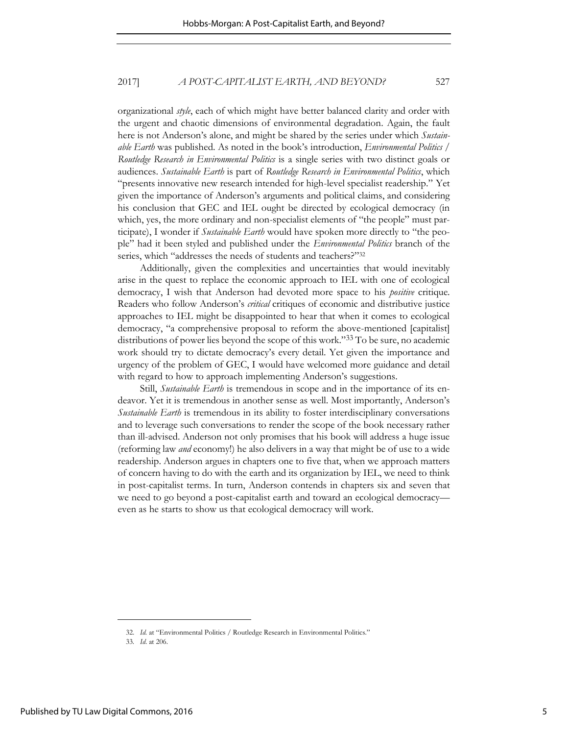organizational *style*, each of which might have better balanced clarity and order with the urgent and chaotic dimensions of environmental degradation. Again, the fault here is not Anderson's alone, and might be shared by the series under which *Sustainable Earth* was published. As noted in the book's introduction, *Environmental Politics / Routledge Research in Environmental Politics* is a single series with two distinct goals or audiences. *Sustainable Earth* is part of *Routledge Research in Environmental Politics*, which "presents innovative new research intended for high-level specialist readership." Yet given the importance of Anderson's arguments and political claims, and considering his conclusion that GEC and IEL ought be directed by ecological democracy (in which, yes, the more ordinary and non-specialist elements of "the people" must participate), I wonder if *Sustainable Earth* would have spoken more directly to "the people" had it been styled and published under the *Environmental Politics* branch of the series, which "addresses the needs of students and teachers?"[32]

Additionally, given the complexities and uncertainties that would inevitably arise in the quest to replace the economic approach to IEL with one of ecological democracy, I wish that Anderson had devoted more space to his *positive* critique. Readers who follow Anderson's *critical* critiques of economic and distributive justice approaches to IEL might be disappointed to hear that when it comes to ecological democracy, "a comprehensive proposal to reform the above-mentioned [capitalist] distributions of power lies beyond the scope of this work."[33] To be sure, no academic work should try to dictate democracy's every detail. Yet given the importance and urgency of the problem of GEC, I would have welcomed more guidance and detail with regard to how to approach implementing Anderson's suggestions.

Still, *Sustainable Earth* is tremendous in scope and in the importance of its endeavor. Yet it is tremendous in another sense as well. Most importantly, Anderson's *Sustainable Earth* is tremendous in its ability to foster interdisciplinary conversations and to leverage such conversations to render the scope of the book necessary rather than ill-advised. Anderson not only promises that his book will address a huge issue (reforming law *and* economy!) he also delivers in a way that might be of use to a wide readership. Anderson argues in chapters one to five that, when we approach matters of concern having to do with the earth and its organization by IEL, we need to think in post-capitalist terms. In turn, Anderson contends in chapters six and seven that we need to go beyond a post-capitalist earth and toward an ecological democracy—even as he starts to show us that ecological democracy will work.

---

32. *Id.* at "Environmental Politics / Routledge Research in Environmental Politics."

33. *Id.* at 206.